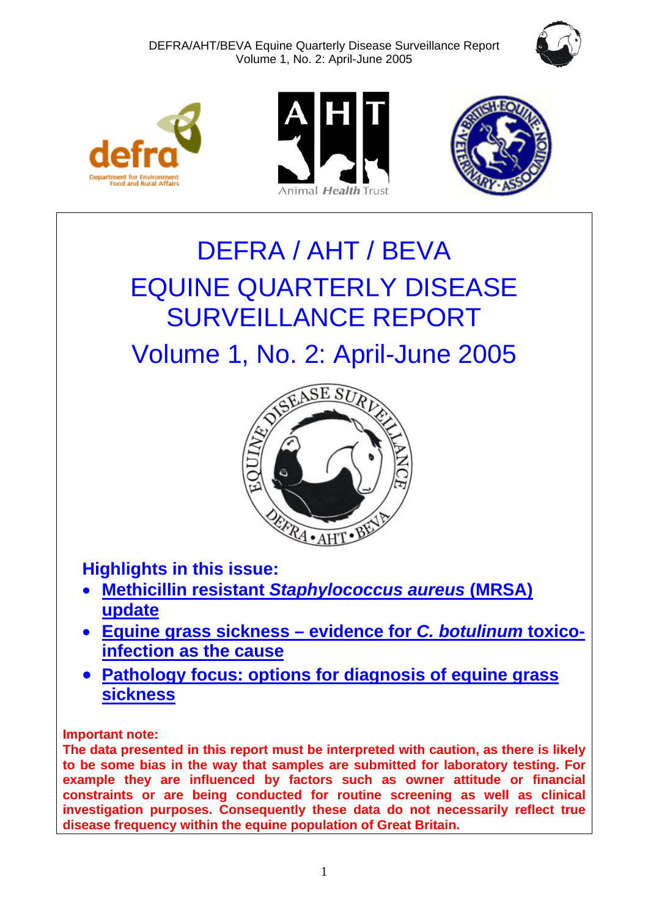# DEFRA / AHT / BEVA

# EQUINE QUARTERLY DISEASE SURVEILLANCE REPORT

# Volume 1, No. 2: April-June 2005

### Highlights in this issue:

- **Methicillin resistant *Staphylococcus aureus* (MRSA) update**
- **Equine grass sickness – evidence for *C. botulinum* toxico-infection as the cause**
- **Pathology focus: options for diagnosis of equine grass sickness**

**Important note:**
**The data presented in this report must be interpreted with caution, as there is likely to be some bias in the way that samples are submitted for laboratory testing. For example they are influenced by factors such as owner attitude or financial constraints or are being conducted for routine screening as well as clinical investigation purposes. Consequently these data do not necessarily reflect true disease frequency within the equine population of Great Britain.**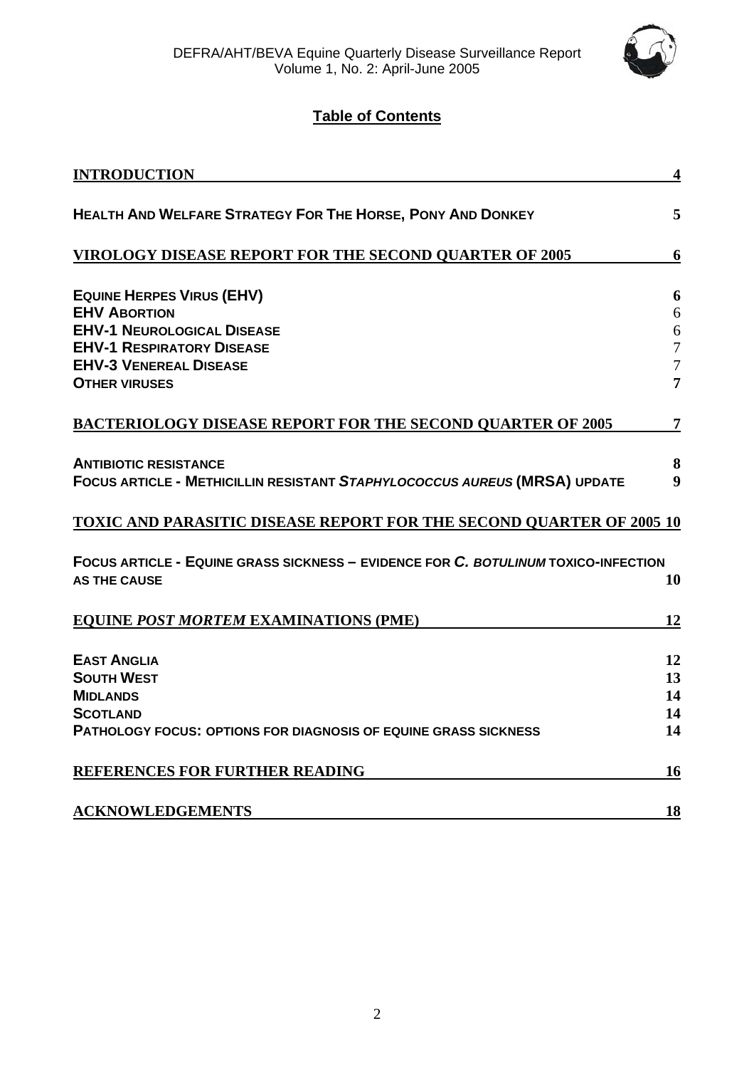## Table of Contents

| | |
|---|---|
| **INTRODUCTION** | **4** |
| **HEALTH AND WELFARE STRATEGY FOR THE HORSE, PONY AND DONKEY** | **5** |
| **VIROLOGY DISEASE REPORT FOR THE SECOND QUARTER OF 2005** | **6** |
| **EQUINE HERPES VIRUS (EHV)** | **6** |
| **EHV ABORTION** | 6 |
| **EHV-1 NEUROLOGICAL DISEASE** | 6 |
| **EHV-1 RESPIRATORY DISEASE** | 7 |
| **EHV-3 VENEREAL DISEASE** | 7 |
| **OTHER VIRUSES** | **7** |
| **BACTERIOLOGY DISEASE REPORT FOR THE SECOND QUARTER OF 2005** | **7** |
| **ANTIBIOTIC RESISTANCE** | **8** |
| **FOCUS ARTICLE - METHICILLIN RESISTANT *STAPHYLOCOCCUS AUREUS* (MRSA) UPDATE** | **9** |
| **TOXIC AND PARASITIC DISEASE REPORT FOR THE SECOND QUARTER OF 2005** | **10** |
| **FOCUS ARTICLE - EQUINE GRASS SICKNESS – EVIDENCE FOR *C. BOTULINUM* TOXICO-INFECTION AS THE CAUSE** | **10** |
| **EQUINE *POST MORTEM* EXAMINATIONS (PME)** | **12** |
| **EAST ANGLIA** | **12** |
| **SOUTH WEST** | **13** |
| **MIDLANDS** | **14** |
| **SCOTLAND** | **14** |
| **PATHOLOGY FOCUS: OPTIONS FOR DIAGNOSIS OF EQUINE GRASS SICKNESS** | **14** |
| **REFERENCES FOR FURTHER READING** | **16** |
| **ACKNOWLEDGEMENTS** | **18** |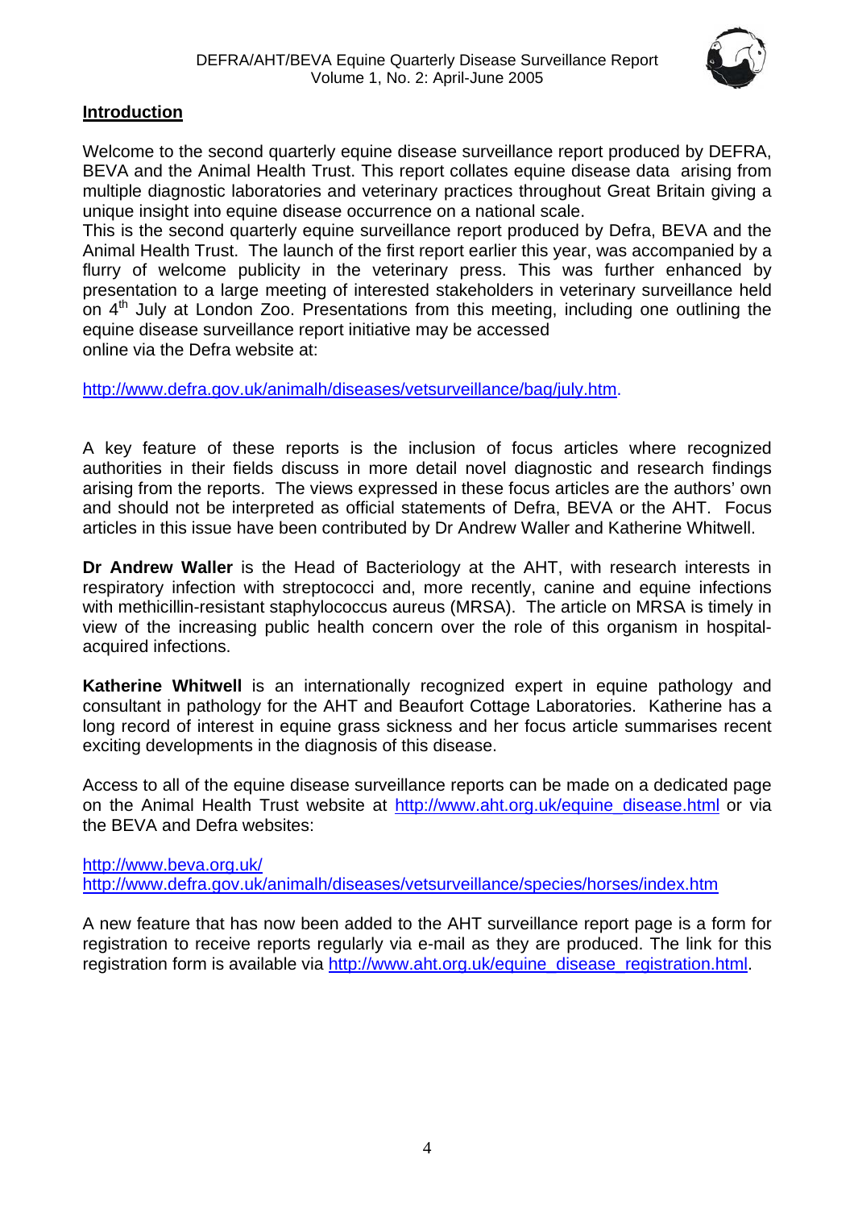## Introduction

Welcome to the second quarterly equine disease surveillance report produced by DEFRA, BEVA and the Animal Health Trust. This report collates equine disease data arising from multiple diagnostic laboratories and veterinary practices throughout Great Britain giving a unique insight into equine disease occurrence on a national scale.
This is the second quarterly equine surveillance report produced by Defra, BEVA and the Animal Health Trust. The launch of the first report earlier this year, was accompanied by a flurry of welcome publicity in the veterinary press. This was further enhanced by presentation to a large meeting of interested stakeholders in veterinary surveillance held on 4th July at London Zoo. Presentations from this meeting, including one outlining the equine disease surveillance report initiative may be accessed
online via the Defra website at:

http://www.defra.gov.uk/animalh/diseases/vetsurveillance/bag/july.htm.

A key feature of these reports is the inclusion of focus articles where recognized authorities in their fields discuss in more detail novel diagnostic and research findings arising from the reports. The views expressed in these focus articles are the authors' own and should not be interpreted as official statements of Defra, BEVA or the AHT. Focus articles in this issue have been contributed by Dr Andrew Waller and Katherine Whitwell.

**Dr Andrew Waller** is the Head of Bacteriology at the AHT, with research interests in respiratory infection with streptococci and, more recently, canine and equine infections with methicillin-resistant staphylococcus aureus (MRSA). The article on MRSA is timely in view of the increasing public health concern over the role of this organism in hospital-acquired infections.

**Katherine Whitwell** is an internationally recognized expert in equine pathology and consultant in pathology for the AHT and Beaufort Cottage Laboratories. Katherine has a long record of interest in equine grass sickness and her focus article summarises recent exciting developments in the diagnosis of this disease.

Access to all of the equine disease surveillance reports can be made on a dedicated page on the Animal Health Trust website at http://www.aht.org.uk/equine_disease.html or via the BEVA and Defra websites:

http://www.beva.org.uk/
http://www.defra.gov.uk/animalh/diseases/vetsurveillance/species/horses/index.htm

A new feature that has now been added to the AHT surveillance report page is a form for registration to receive reports regularly via e-mail as they are produced. The link for this registration form is available via http://www.aht.org.uk/equine_disease_registration.html.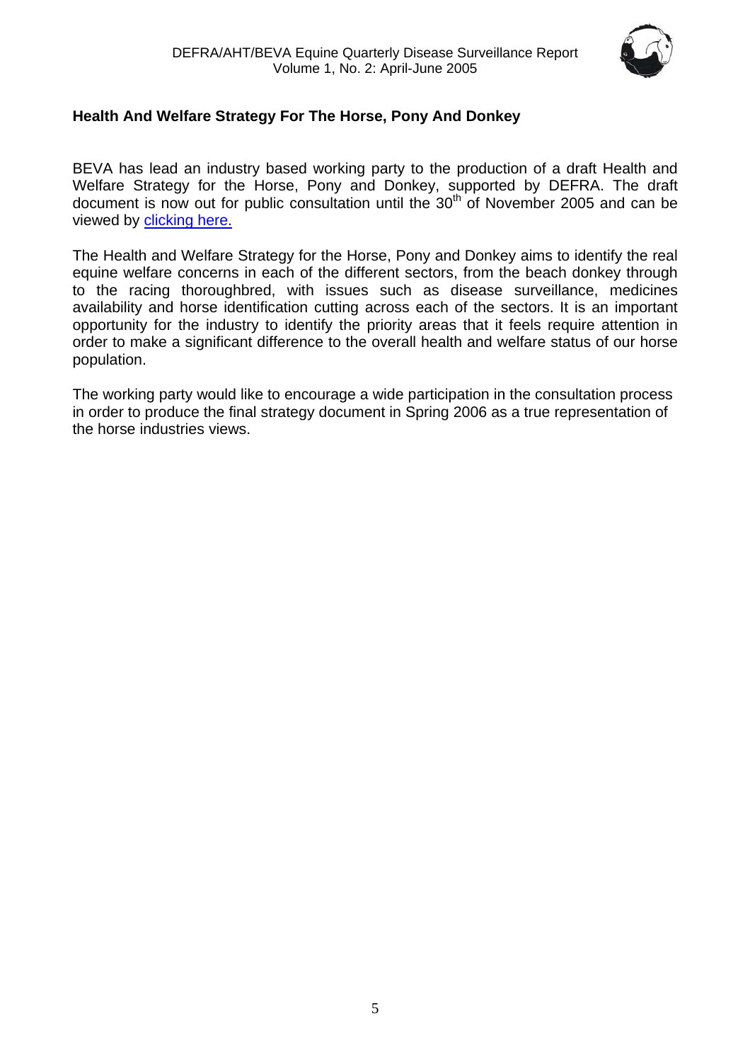## Health And Welfare Strategy For The Horse, Pony And Donkey

BEVA has lead an industry based working party to the production of a draft Health and Welfare Strategy for the Horse, Pony and Donkey, supported by DEFRA. The draft document is now out for public consultation until the 30th of November 2005 and can be viewed by clicking here.

The Health and Welfare Strategy for the Horse, Pony and Donkey aims to identify the real equine welfare concerns in each of the different sectors, from the beach donkey through to the racing thoroughbred, with issues such as disease surveillance, medicines availability and horse identification cutting across each of the sectors. It is an important opportunity for the industry to identify the priority areas that it feels require attention in order to make a significant difference to the overall health and welfare status of our horse population.

The working party would like to encourage a wide participation in the consultation process in order to produce the final strategy document in Spring 2006 as a true representation of the horse industries views.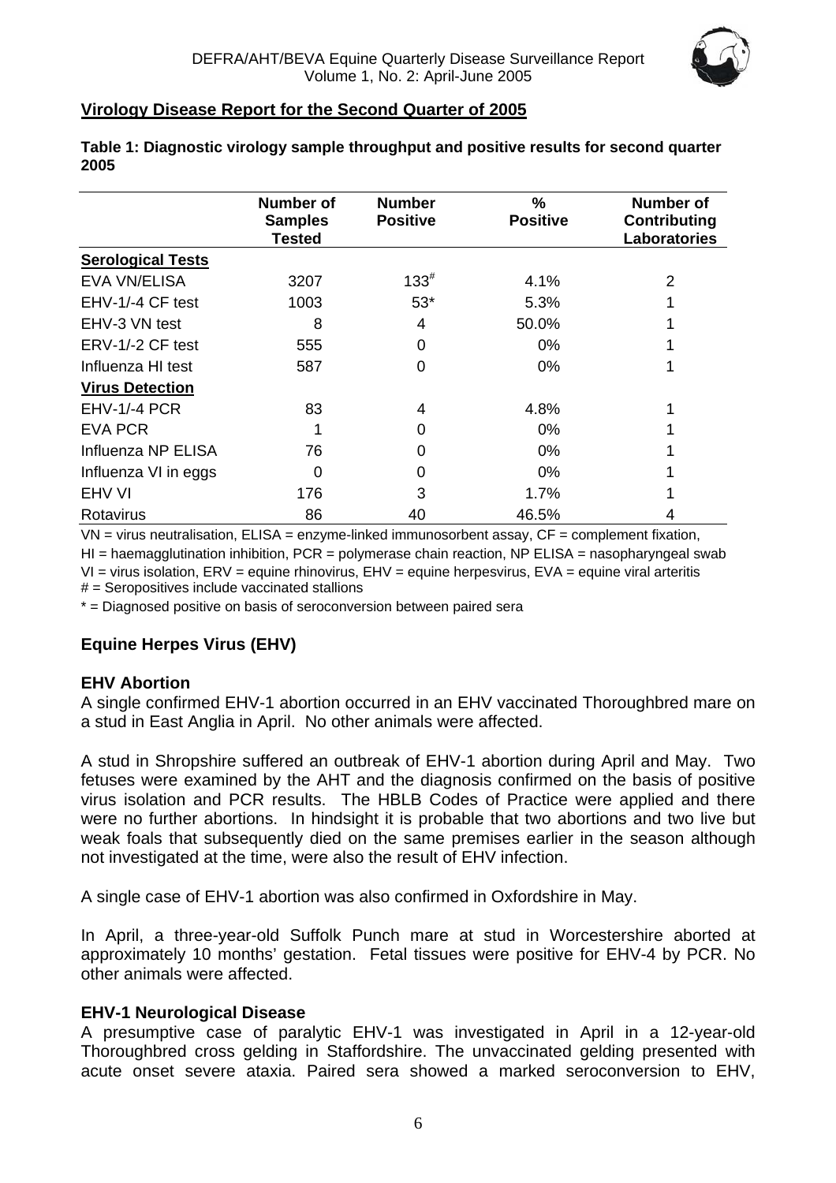## Virology Disease Report for the Second Quarter of 2005

**Table 1: Diagnostic virology sample throughput and positive results for second quarter 2005**

| | Number of Samples Tested | Number Positive | % Positive | Number of Contributing Laboratories |
|---|---|---|---|---|
| **Serological Tests** | | | | |
| EVA VN/ELISA | 3207 | 133# | 4.1% | 2 |
| EHV-1/-4 CF test | 1003 | 53* | 5.3% | 1 |
| EHV-3 VN test | 8 | 4 | 50.0% | 1 |
| ERV-1/-2 CF test | 555 | 0 | 0% | 1 |
| Influenza HI test | 587 | 0 | 0% | 1 |
| **Virus Detection** | | | | |
| EHV-1/-4 PCR | 83 | 4 | 4.8% | 1 |
| EVA PCR | 1 | 0 | 0% | 1 |
| Influenza NP ELISA | 76 | 0 | 0% | 1 |
| Influenza VI in eggs | 0 | 0 | 0% | 1 |
| EHV VI | 176 | 3 | 1.7% | 1 |
| Rotavirus | 86 | 40 | 46.5% | 4 |

VN = virus neutralisation, ELISA = enzyme-linked immunosorbent assay, CF = complement fixation, HI = haemagglutination inhibition, PCR = polymerase chain reaction, NP ELISA = nasopharyngeal swab VI = virus isolation, ERV = equine rhinovirus, EHV = equine herpesvirus, EVA = equine viral arteritis

# = Seropositives include vaccinated stallions

* = Diagnosed positive on basis of seroconversion between paired sera

### Equine Herpes Virus (EHV)

#### EHV Abortion

A single confirmed EHV-1 abortion occurred in an EHV vaccinated Thoroughbred mare on a stud in East Anglia in April. No other animals were affected.

A stud in Shropshire suffered an outbreak of EHV-1 abortion during April and May. Two fetuses were examined by the AHT and the diagnosis confirmed on the basis of positive virus isolation and PCR results. The HBLB Codes of Practice were applied and there were no further abortions. In hindsight it is probable that two abortions and two live but weak foals that subsequently died on the same premises earlier in the season although not investigated at the time, were also the result of EHV infection.

A single case of EHV-1 abortion was also confirmed in Oxfordshire in May.

In April, a three-year-old Suffolk Punch mare at stud in Worcestershire aborted at approximately 10 months' gestation. Fetal tissues were positive for EHV-4 by PCR. No other animals were affected.

#### EHV-1 Neurological Disease

A presumptive case of paralytic EHV-1 was investigated in April in a 12-year-old Thoroughbred cross gelding in Staffordshire. The unvaccinated gelding presented with acute onset severe ataxia. Paired sera showed a marked seroconversion to EHV,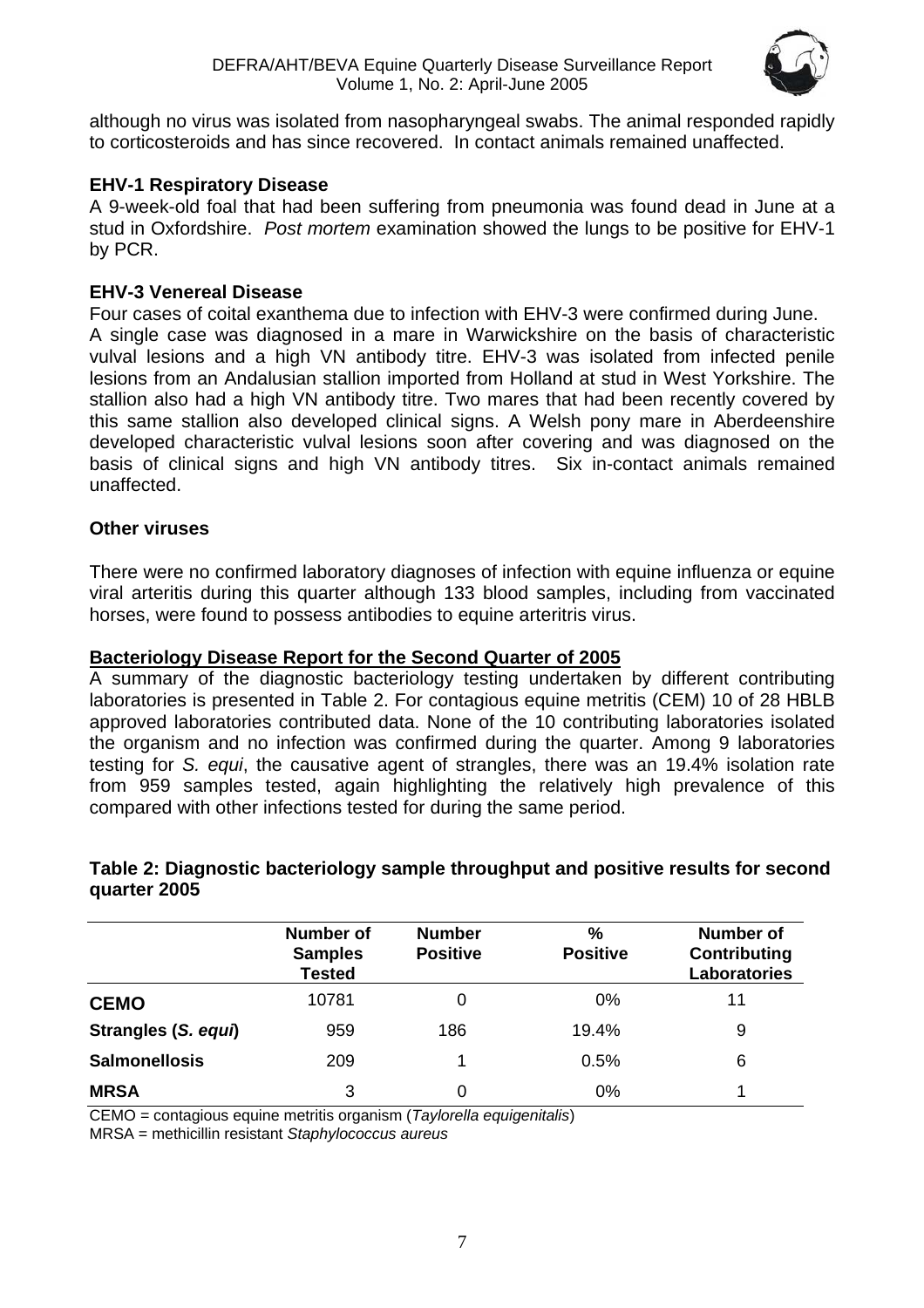although no virus was isolated from nasopharyngeal swabs. The animal responded rapidly to corticosteroids and has since recovered. In contact animals remained unaffected.

### EHV-1 Respiratory Disease

A 9-week-old foal that had been suffering from pneumonia was found dead in June at a stud in Oxfordshire. *Post mortem* examination showed the lungs to be positive for EHV-1 by PCR.

### EHV-3 Venereal Disease

Four cases of coital exanthema due to infection with EHV-3 were confirmed during June. A single case was diagnosed in a mare in Warwickshire on the basis of characteristic vulval lesions and a high VN antibody titre. EHV-3 was isolated from infected penile lesions from an Andalusian stallion imported from Holland at stud in West Yorkshire. The stallion also had a high VN antibody titre. Two mares that had been recently covered by this same stallion also developed clinical signs. A Welsh pony mare in Aberdeenshire developed characteristic vulval lesions soon after covering and was diagnosed on the basis of clinical signs and high VN antibody titres. Six in-contact animals remained unaffected.

### Other viruses

There were no confirmed laboratory diagnoses of infection with equine influenza or equine viral arteritis during this quarter although 133 blood samples, including from vaccinated horses, were found to possess antibodies to equine arteritris virus.

## Bacteriology Disease Report for the Second Quarter of 2005

A summary of the diagnostic bacteriology testing undertaken by different contributing laboratories is presented in Table 2. For contagious equine metritis (CEM) 10 of 28 HBLB approved laboratories contributed data. None of the 10 contributing laboratories isolated the organism and no infection was confirmed during the quarter. Among 9 laboratories testing for *S. equi*, the causative agent of strangles, there was an 19.4% isolation rate from 959 samples tested, again highlighting the relatively high prevalence of this compared with other infections tested for during the same period.

**Table 2: Diagnostic bacteriology sample throughput and positive results for second quarter 2005**

| | Number of Samples Tested | Number Positive | % Positive | Number of Contributing Laboratories |
|---|---|---|---|---|
| **CEMO** | 10781 | 0 | 0% | 11 |
| **Strangles (*S. equi*)** | 959 | 186 | 19.4% | 9 |
| **Salmonellosis** | 209 | 1 | 0.5% | 6 |
| **MRSA** | 3 | 0 | 0% | 1 |

CEMO = contagious equine metritis organism (*Taylorella equigenitalis*)
MRSA = methicillin resistant *Staphylococcus aureus*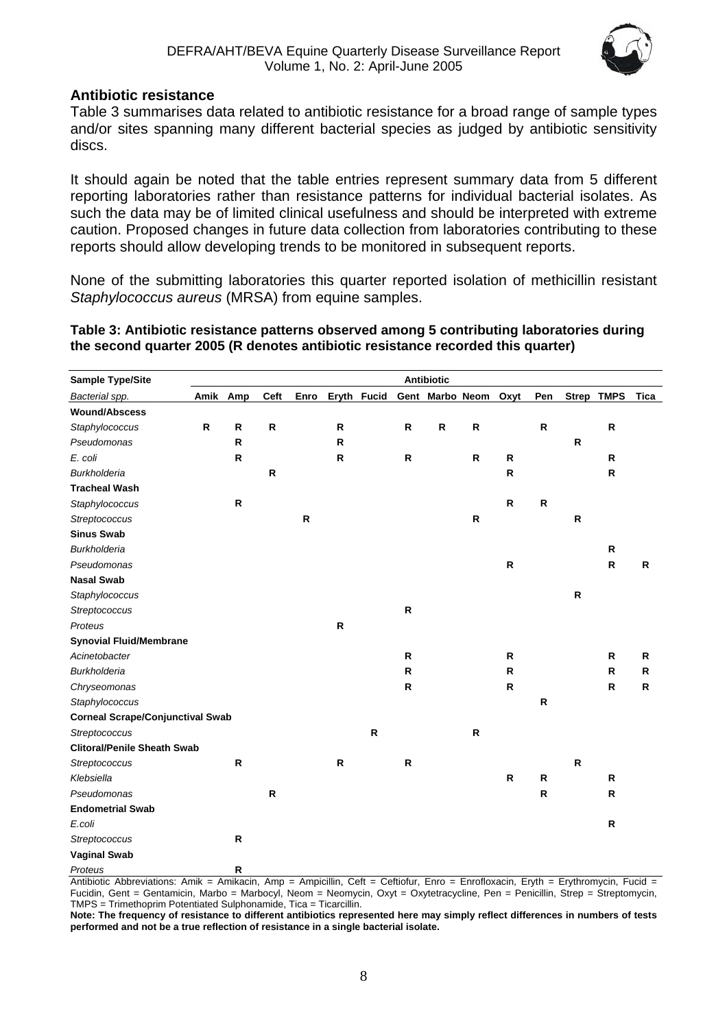## Antibiotic resistance

Table 3 summarises data related to antibiotic resistance for a broad range of sample types and/or sites spanning many different bacterial species as judged by antibiotic sensitivity discs.

It should again be noted that the table entries represent summary data from 5 different reporting laboratories rather than resistance patterns for individual bacterial isolates. As such the data may be of limited clinical usefulness and should be interpreted with extreme caution. Proposed changes in future data collection from laboratories contributing to these reports should allow developing trends to be monitored in subsequent reports.

None of the submitting laboratories this quarter reported isolation of methicillin resistant *Staphylococcus aureus* (MRSA) from equine samples.

**Table 3: Antibiotic resistance patterns observed among 5 contributing laboratories during the second quarter 2005 (R denotes antibiotic resistance recorded this quarter)**

| **Sample Type/Site** | **Antibiotic** | | | | | | | | | | | | | |
|---|---|---|---|---|---|---|---|---|---|---|---|---|---|---|
| *Bacterial spp.* | **Amik** | **Amp** | **Ceft** | **Enro** | **Eryth** | **Fucid** | **Gent** | **Marbo** | **Neom** | **Oxyt** | **Pen** | **Strep** | **TMPS** | **Tica** |
| **Wound/Abscess** | | | | | | | | | | | | | | |
| *Staphylococcus* | **R** | **R** | **R** | | **R** | | **R** | **R** | **R** | | **R** | | **R** | |
| *Pseudomonas* | | **R** | | | **R** | | | | | | | **R** | | |
| *E. coli* | | **R** | | | **R** | | **R** | | **R** | **R** | | | **R** | |
| *Burkholderia* | | | **R** | | | | | | | **R** | | | **R** | |
| **Tracheal Wash** | | | | | | | | | | | | | | |
| *Staphylococcus* | | **R** | | | | | | | | **R** | **R** | | | |
| *Streptococcus* | | | | **R** | | | | | **R** | | | **R** | | |
| **Sinus Swab** | | | | | | | | | | | | | | |
| *Burkholderia* | | | | | | | | | | | | | **R** | |
| *Pseudomonas* | | | | | | | | | | **R** | | | **R** | **R** |
| **Nasal Swab** | | | | | | | | | | | | | | |
| *Staphylococcus* | | | | | | | | | | | | **R** | | |
| *Streptococcus* | | | | | | | **R** | | | | | | | |
| *Proteus* | | | | | **R** | | | | | | | | | |
| **Synovial Fluid/Membrane** | | | | | | | | | | | | | | |
| *Acinetobacter* | | | | | | | **R** | | | **R** | | | **R** | **R** |
| *Burkholderia* | | | | | | | **R** | | | **R** | | | **R** | **R** |
| *Chryseomonas* | | | | | | | **R** | | | **R** | | | **R** | **R** |
| *Staphylococcus* | | | | | | | | | | | **R** | | | |
| **Corneal Scrape/Conjunctival Swab** | | | | | | | | | | | | | | |
| *Streptococcus* | | | | | | **R** | | | **R** | | | | | |
| **Clitoral/Penile Sheath Swab** | | | | | | | | | | | | | | |
| *Streptococcus* | | **R** | | | **R** | | **R** | | | | | **R** | | |
| *Klebsiella* | | | | | | | | | | **R** | **R** | | **R** | |
| *Pseudomonas* | | | **R** | | | | | | | | **R** | | **R** | |
| **Endometrial Swab** | | | | | | | | | | | | | | |
| *E.coli* | | | | | | | | | | | | | **R** | |
| *Streptococcus* | | **R** | | | | | | | | | | | | |
| **Vaginal Swab** | | | | | | | | | | | | | | |
| *Proteus* | | **R** | | | | | | | | | | | | |

Antibiotic Abbreviations: Amik = Amikacin, Amp = Ampicillin, Ceft = Ceftiofur, Enro = Enrofloxacin, Eryth = Erythromycin, Fucid = Fucidin, Gent = Gentamicin, Marbo = Marbocyl, Neom = Neomycin, Oxyt = Oxytetracycline, Pen = Penicillin, Strep = Streptomycin, TMPS = Trimethoprim Potentiated Sulphonamide, Tica = Ticarcillin.

**Note: The frequency of resistance to different antibiotics represented here may simply reflect differences in numbers of tests performed and not be a true reflection of resistance in a single bacterial isolate.**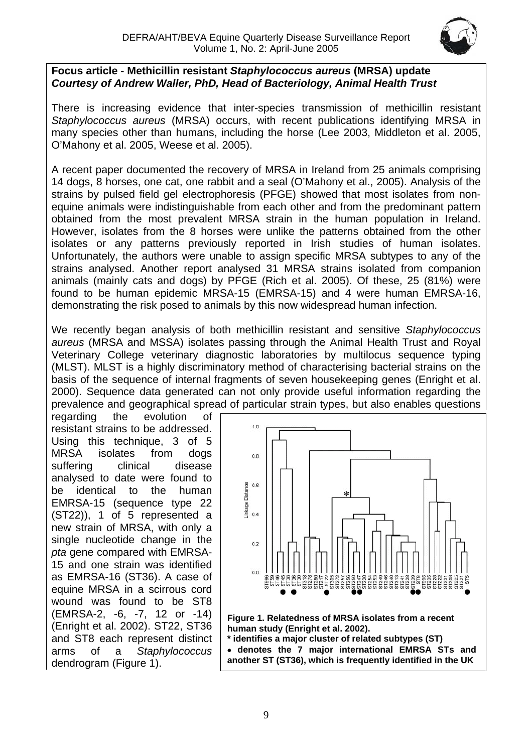**Focus article - Methicillin resistant *Staphylococcus aureus* (MRSA) update**
***Courtesy of Andrew Waller, PhD, Head of Bacteriology, Animal Health Trust***

There is increasing evidence that inter-species transmission of methicillin resistant *Staphylococcus aureus* (MRSA) occurs, with recent publications identifying MRSA in many species other than humans, including the horse (Lee 2003, Middleton et al. 2005, O'Mahony et al. 2005, Weese et al. 2005).

A recent paper documented the recovery of MRSA in Ireland from 25 animals comprising 14 dogs, 8 horses, one cat, one rabbit and a seal (O'Mahony et al., 2005). Analysis of the strains by pulsed field gel electrophoresis (PFGE) showed that most isolates from non-equine animals were indistinguishable from each other and from the predominant pattern obtained from the most prevalent MRSA strain in the human population in Ireland. However, isolates from the 8 horses were unlike the patterns obtained from the other isolates or any patterns previously reported in Irish studies of human isolates. Unfortunately, the authors were unable to assign specific MRSA subtypes to any of the strains analysed. Another report analysed 31 MRSA strains isolated from companion animals (mainly cats and dogs) by PFGE (Rich et al. 2005). Of these, 25 (81%) were found to be human epidemic MRSA-15 (EMRSA-15) and 4 were human EMRSA-16, demonstrating the risk posed to animals by this now widespread human infection.

We recently began analysis of both methicillin resistant and sensitive *Staphylococcus aureus* (MRSA and MSSA) isolates passing through the Animal Health Trust and Royal Veterinary College veterinary diagnostic laboratories by multilocus sequence typing (MLST). MLST is a highly discriminatory method of characterising bacterial strains on the basis of the sequence of internal fragments of seven housekeeping genes (Enright et al. 2000). Sequence data generated can not only provide useful information regarding the prevalence and geographical spread of particular strain types, but also enables questions regarding the evolution of resistant strains to be addressed. Using this technique, 3 of 5 MRSA isolates from dogs suffering clinical disease analysed to date were found to be identical to the human EMRSA-15 (sequence type 22 (ST22)), 1 of 5 represented a new strain of MRSA, with only a single nucleotide change in the *pta* gene compared with EMRSA-15 and one strain was identified as EMRSA-16 (ST36). A case of equine MRSA in a scirrous cord wound was found to be ST8 (EMRSA-2, -6, -7, 12 or -14) (Enright et al. 2002). ST22, ST36 and ST8 each represent distinct arms of a *Staphylococcus* dendrogram (Figure 1).

**Figure 1. Relatedness of MRSA isolates from a recent human study (Enright et al. 2002).**
**\* identifies a major cluster of related subtypes (ST)**
**• denotes the 7 major international EMRSA STs and another ST (ST36), which is frequently identified in the UK**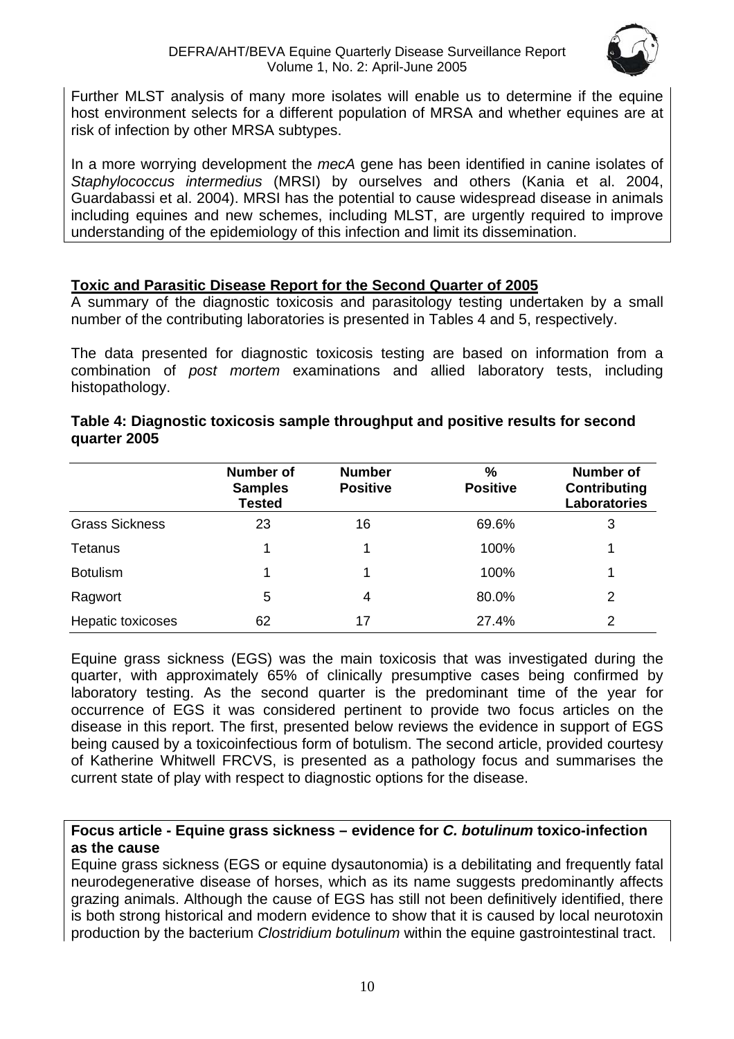Further MLST analysis of many more isolates will enable us to determine if the equine host environment selects for a different population of MRSA and whether equines are at risk of infection by other MRSA subtypes.

In a more worrying development the *mecA* gene has been identified in canine isolates of *Staphylococcus intermedius* (MRSI) by ourselves and others (Kania et al. 2004, Guardabassi et al. 2004). MRSI has the potential to cause widespread disease in animals including equines and new schemes, including MLST, are urgently required to improve understanding of the epidemiology of this infection and limit its dissemination.

## Toxic and Parasitic Disease Report for the Second Quarter of 2005

A summary of the diagnostic toxicosis and parasitology testing undertaken by a small number of the contributing laboratories is presented in Tables 4 and 5, respectively.

The data presented for diagnostic toxicosis testing are based on information from a combination of *post mortem* examinations and allied laboratory tests, including histopathology.

**Table 4: Diagnostic toxicosis sample throughput and positive results for second quarter 2005**

| | Number of Samples Tested | Number Positive | % Positive | Number of Contributing Laboratories |
|---|---|---|---|---|
| Grass Sickness | 23 | 16 | 69.6% | 3 |
| Tetanus | 1 | 1 | 100% | 1 |
| Botulism | 1 | 1 | 100% | 1 |
| Ragwort | 5 | 4 | 80.0% | 2 |
| Hepatic toxicoses | 62 | 17 | 27.4% | 2 |

Equine grass sickness (EGS) was the main toxicosis that was investigated during the quarter, with approximately 65% of clinically presumptive cases being confirmed by laboratory testing. As the second quarter is the predominant time of the year for occurrence of EGS it was considered pertinent to provide two focus articles on the disease in this report. The first, presented below reviews the evidence in support of EGS being caused by a toxicoinfectious form of botulism. The second article, provided courtesy of Katherine Whitwell FRCVS, is presented as a pathology focus and summarises the current state of play with respect to diagnostic options for the disease.

### Focus article - Equine grass sickness – evidence for *C. botulinum* toxico-infection as the cause

Equine grass sickness (EGS or equine dysautonomia) is a debilitating and frequently fatal neurodegenerative disease of horses, which as its name suggests predominantly affects grazing animals. Although the cause of EGS has still not been definitively identified, there is both strong historical and modern evidence to show that it is caused by local neurotoxin production by the bacterium *Clostridium botulinum* within the equine gastrointestinal tract.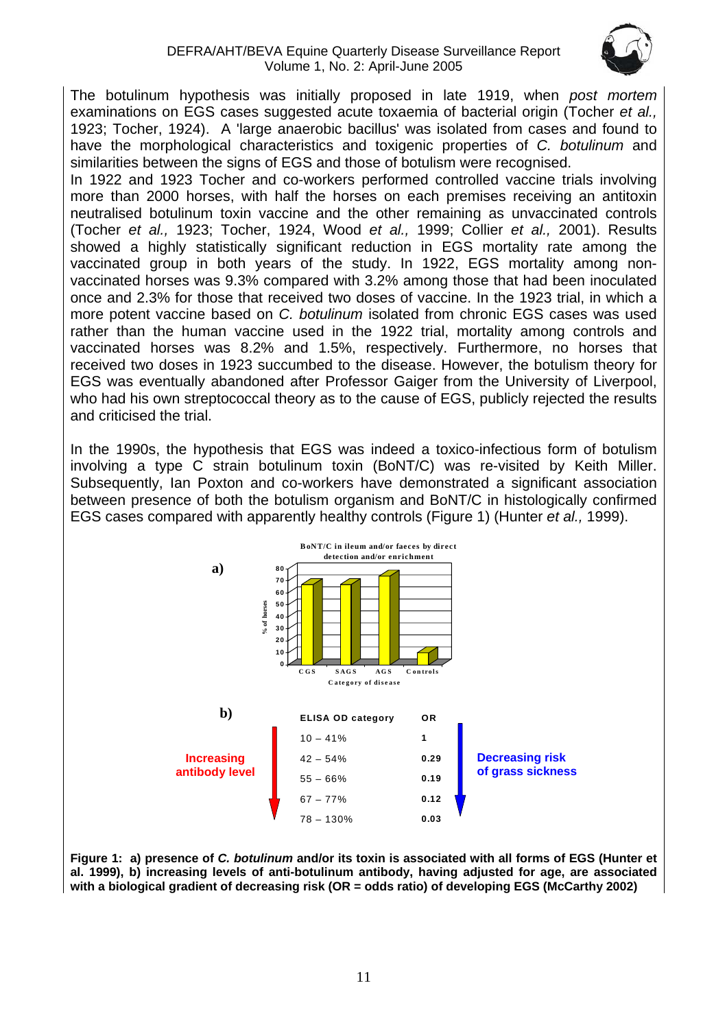The botulinum hypothesis was initially proposed in late 1919, when *post mortem* examinations on EGS cases suggested acute toxaemia of bacterial origin (Tocher *et al.,* 1923; Tocher, 1924). A 'large anaerobic bacillus' was isolated from cases and found to have the morphological characteristics and toxigenic properties of *C. botulinum* and similarities between the signs of EGS and those of botulism were recognised.

In 1922 and 1923 Tocher and co-workers performed controlled vaccine trials involving more than 2000 horses, with half the horses on each premises receiving an antitoxin neutralised botulinum toxin vaccine and the other remaining as unvaccinated controls (Tocher *et al.,* 1923; Tocher, 1924, Wood *et al.,* 1999; Collier *et al.,* 2001). Results showed a highly statistically significant reduction in EGS mortality rate among the vaccinated group in both years of the study. In 1922, EGS mortality among non-vaccinated horses was 9.3% compared with 3.2% among those that had been inoculated once and 2.3% for those that received two doses of vaccine. In the 1923 trial, in which a more potent vaccine based on *C. botulinum* isolated from chronic EGS cases was used rather than the human vaccine used in the 1922 trial, mortality among controls and vaccinated horses was 8.2% and 1.5%, respectively. Furthermore, no horses that received two doses in 1923 succumbed to the disease. However, the botulism theory for EGS was eventually abandoned after Professor Gaiger from the University of Liverpool, who had his own streptococcal theory as to the cause of EGS, publicly rejected the results and criticised the trial.

In the 1990s, the hypothesis that EGS was indeed a toxico-infectious form of botulism involving a type C strain botulinum toxin (BoNT/C) was re-visited by Keith Miller. Subsequently, Ian Poxton and co-workers have demonstrated a significant association between presence of both the botulism organism and BoNT/C in histologically confirmed EGS cases compared with apparently healthy controls (Figure 1) (Hunter *et al.,* 1999).

**a)**

BoNT/C in ileum and/or faeces by direct detection and/or enrichment

| Category of disease | % of horses (approx.) |
|---|---|
| CGS | 66 |
| SAGS | 66 |
| AGS | 73 |
| Controls | 10 |

**b)**

Increasing antibody level ↓ — Decreasing risk of grass sickness ↓

| ELISA OD category | OR |
|---|---|
| 10 – 41% | 1 |
| 42 – 54% | 0.29 |
| 55 – 66% | 0.19 |
| 67 – 77% | 0.12 |
| 78 – 130% | 0.03 |

**Figure 1: a) presence of *C. botulinum* and/or its toxin is associated with all forms of EGS (Hunter et al. 1999), b) increasing levels of anti-botulinum antibody, having adjusted for age, are associated with a biological gradient of decreasing risk (OR = odds ratio) of developing EGS (McCarthy 2002)**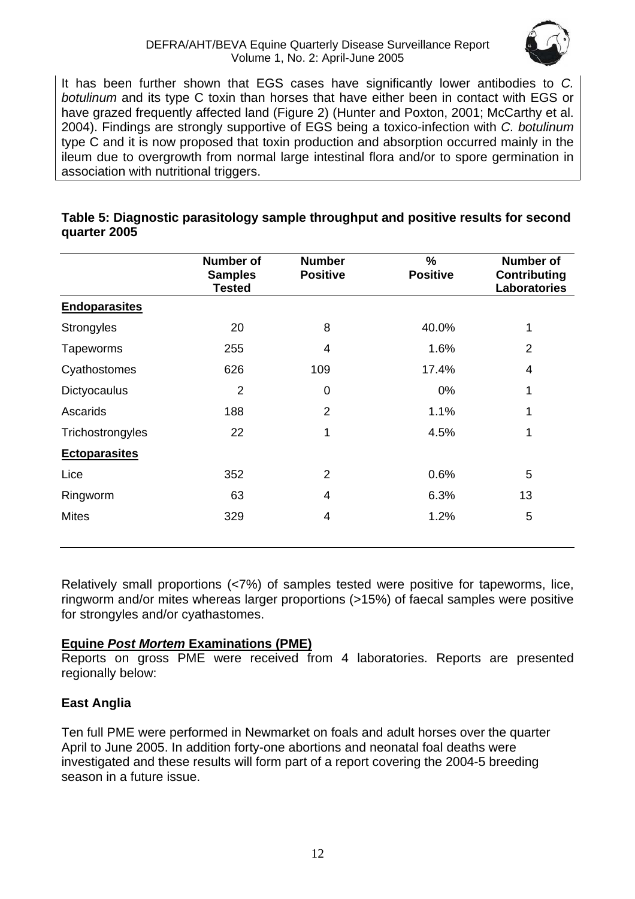It has been further shown that EGS cases have significantly lower antibodies to *C. botulinum* and its type C toxin than horses that have either been in contact with EGS or have grazed frequently affected land (Figure 2) (Hunter and Poxton, 2001; McCarthy et al. 2004). Findings are strongly supportive of EGS being a toxico-infection with *C. botulinum* type C and it is now proposed that toxin production and absorption occurred mainly in the ileum due to overgrowth from normal large intestinal flora and/or to spore germination in association with nutritional triggers.

**Table 5: Diagnostic parasitology sample throughput and positive results for second quarter 2005**

| | Number of Samples Tested | Number Positive | % Positive | Number of Contributing Laboratories |
|---|---|---|---|---|
| **Endoparasites** | | | | |
| Strongyles | 20 | 8 | 40.0% | 1 |
| Tapeworms | 255 | 4 | 1.6% | 2 |
| Cyathostomes | 626 | 109 | 17.4% | 4 |
| Dictyocaulus | 2 | 0 | 0% | 1 |
| Ascarids | 188 | 2 | 1.1% | 1 |
| Trichostrongyles | 22 | 1 | 4.5% | 1 |
| **Ectoparasites** | | | | |
| Lice | 352 | 2 | 0.6% | 5 |
| Ringworm | 63 | 4 | 6.3% | 13 |
| Mites | 329 | 4 | 1.2% | 5 |

Relatively small proportions (<7%) of samples tested were positive for tapeworms, lice, ringworm and/or mites whereas larger proportions (>15%) of faecal samples were positive for strongyles and/or cyathastomes.

## Equine *Post Mortem* Examinations (PME)

Reports on gross PME were received from 4 laboratories. Reports are presented regionally below:

### East Anglia

Ten full PME were performed in Newmarket on foals and adult horses over the quarter April to June 2005. In addition forty-one abortions and neonatal foal deaths were investigated and these results will form part of a report covering the 2004-5 breeding season in a future issue.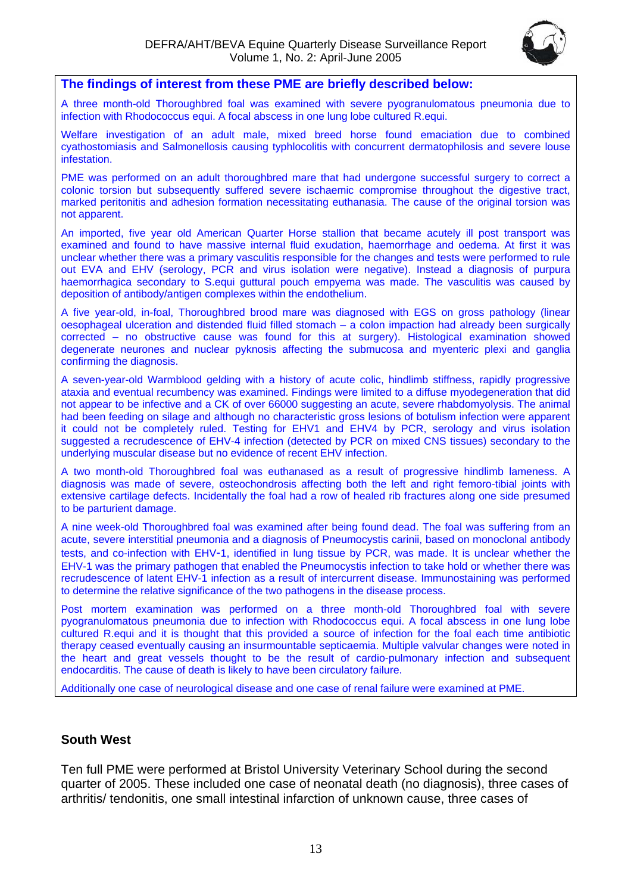**The findings of interest from these PME are briefly described below:**

A three month-old Thoroughbred foal was examined with severe pyogranulomatous pneumonia due to infection with Rhodococcus equi. A focal abscess in one lung lobe cultured R.equi.

Welfare investigation of an adult male, mixed breed horse found emaciation due to combined cyathostomiasis and Salmonellosis causing typhlocolitis with concurrent dermatophilosis and severe louse infestation.

PME was performed on an adult thoroughbred mare that had undergone successful surgery to correct a colonic torsion but subsequently suffered severe ischaemic compromise throughout the digestive tract, marked peritonitis and adhesion formation necessitating euthanasia. The cause of the original torsion was not apparent.

An imported, five year old American Quarter Horse stallion that became acutely ill post transport was examined and found to have massive internal fluid exudation, haemorrhage and oedema. At first it was unclear whether there was a primary vasculitis responsible for the changes and tests were performed to rule out EVA and EHV (serology, PCR and virus isolation were negative). Instead a diagnosis of purpura haemorrhagica secondary to S.equi guttural pouch empyema was made. The vasculitis was caused by deposition of antibody/antigen complexes within the endothelium.

A five year-old, in-foal, Thoroughbred brood mare was diagnosed with EGS on gross pathology (linear oesophageal ulceration and distended fluid filled stomach – a colon impaction had already been surgically corrected – no obstructive cause was found for this at surgery). Histological examination showed degenerate neurones and nuclear pyknosis affecting the submucosa and myenteric plexi and ganglia confirming the diagnosis.

A seven-year-old Warmblood gelding with a history of acute colic, hindlimb stiffness, rapidly progressive ataxia and eventual recumbency was examined. Findings were limited to a diffuse myodegeneration that did not appear to be infective and a CK of over 66000 suggesting an acute, severe rhabdomyolysis. The animal had been feeding on silage and although no characteristic gross lesions of botulism infection were apparent it could not be completely ruled. Testing for EHV1 and EHV4 by PCR, serology and virus isolation suggested a recrudescence of EHV-4 infection (detected by PCR on mixed CNS tissues) secondary to the underlying muscular disease but no evidence of recent EHV infection.

A two month-old Thoroughbred foal was euthanased as a result of progressive hindlimb lameness. A diagnosis was made of severe, osteochondrosis affecting both the left and right femoro-tibial joints with extensive cartilage defects. Incidentally the foal had a row of healed rib fractures along one side presumed to be parturient damage.

A nine week-old Thoroughbred foal was examined after being found dead. The foal was suffering from an acute, severe interstitial pneumonia and a diagnosis of Pneumocystis carinii, based on monoclonal antibody tests, and co-infection with EHV-1, identified in lung tissue by PCR, was made. It is unclear whether the EHV-1 was the primary pathogen that enabled the Pneumocystis infection to take hold or whether there was recrudescence of latent EHV-1 infection as a result of intercurrent disease. Immunostaining was performed to determine the relative significance of the two pathogens in the disease process.

Post mortem examination was performed on a three month-old Thoroughbred foal with severe pyogranulomatous pneumonia due to infection with Rhodococcus equi. A focal abscess in one lung lobe cultured R.equi and it is thought that this provided a source of infection for the foal each time antibiotic therapy ceased eventually causing an insurmountable septicaemia. Multiple valvular changes were noted in the heart and great vessels thought to be the result of cardio-pulmonary infection and subsequent endocarditis. The cause of death is likely to have been circulatory failure.

Additionally one case of neurological disease and one case of renal failure were examined at PME.

### South West

Ten full PME were performed at Bristol University Veterinary School during the second quarter of 2005. These included one case of neonatal death (no diagnosis), three cases of arthritis/ tendonitis, one small intestinal infarction of unknown cause, three cases of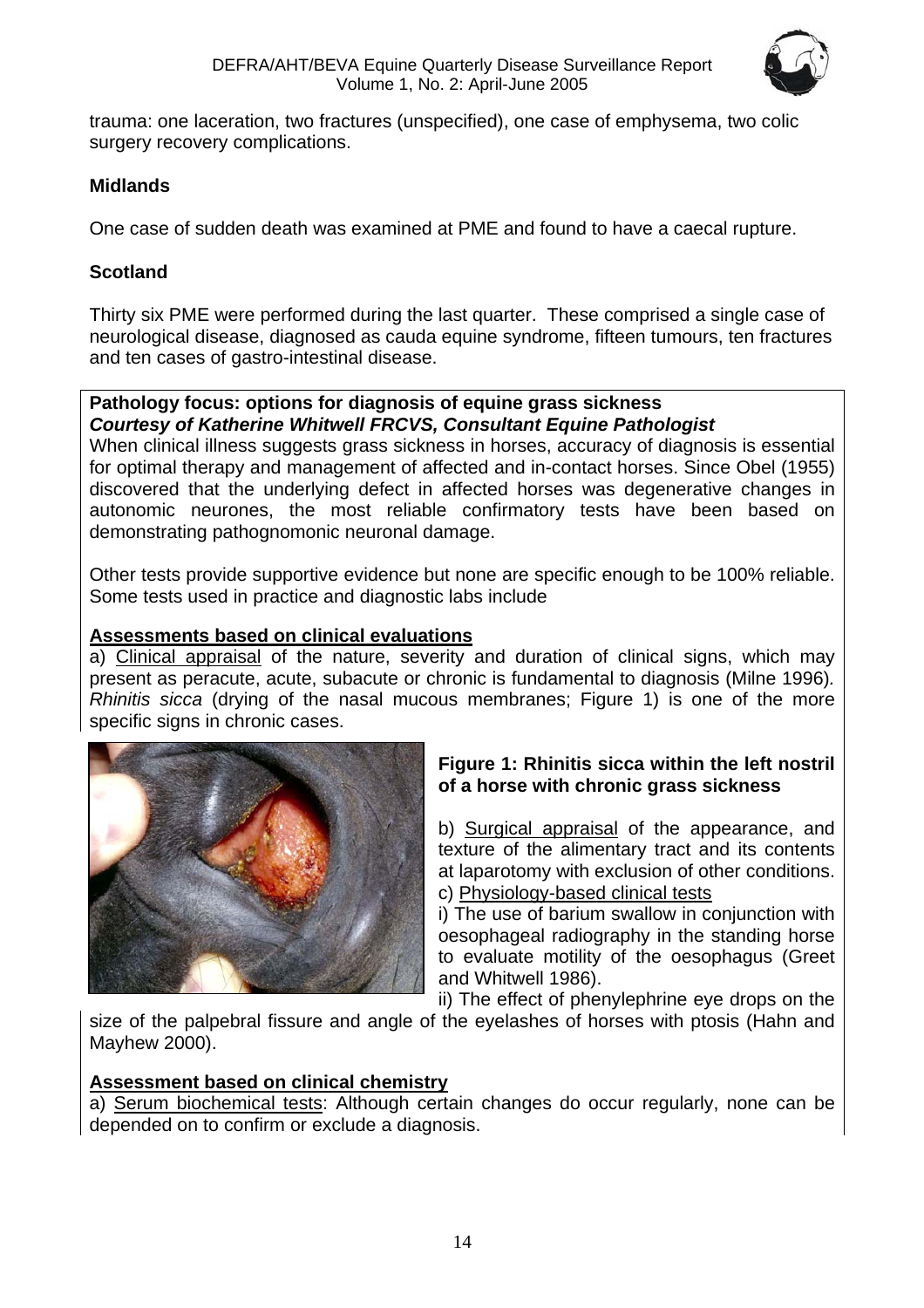trauma: one laceration, two fractures (unspecified), one case of emphysema, two colic surgery recovery complications.

**Midlands**

One case of sudden death was examined at PME and found to have a caecal rupture.

**Scotland**

Thirty six PME were performed during the last quarter. These comprised a single case of neurological disease, diagnosed as cauda equine syndrome, fifteen tumours, ten fractures and ten cases of gastro-intestinal disease.

**Pathology focus: options for diagnosis of equine grass sickness**
***Courtesy of Katherine Whitwell FRCVS, Consultant Equine Pathologist***

When clinical illness suggests grass sickness in horses, accuracy of diagnosis is essential for optimal therapy and management of affected and in-contact horses. Since Obel (1955) discovered that the underlying defect in affected horses was degenerative changes in autonomic neurones, the most reliable confirmatory tests have been based on demonstrating pathognomonic neuronal damage.

Other tests provide supportive evidence but none are specific enough to be 100% reliable. Some tests used in practice and diagnostic labs include

**Assessments based on clinical evaluations**

a) Clinical appraisal of the nature, severity and duration of clinical signs, which may present as peracute, acute, subacute or chronic is fundamental to diagnosis (Milne 1996). *Rhinitis sicca* (drying of the nasal mucous membranes; Figure 1) is one of the more specific signs in chronic cases.

**Figure 1: Rhinitis sicca within the left nostril of a horse with chronic grass sickness**

b) Surgical appraisal of the appearance, and texture of the alimentary tract and its contents at laparotomy with exclusion of other conditions.

c) Physiology-based clinical tests

i) The use of barium swallow in conjunction with oesophageal radiography in the standing horse to evaluate motility of the oesophagus (Greet and Whitwell 1986).

ii) The effect of phenylephrine eye drops on the size of the palpebral fissure and angle of the eyelashes of horses with ptosis (Hahn and Mayhew 2000).

**Assessment based on clinical chemistry**

a) Serum biochemical tests: Although certain changes do occur regularly, none can be depended on to confirm or exclude a diagnosis.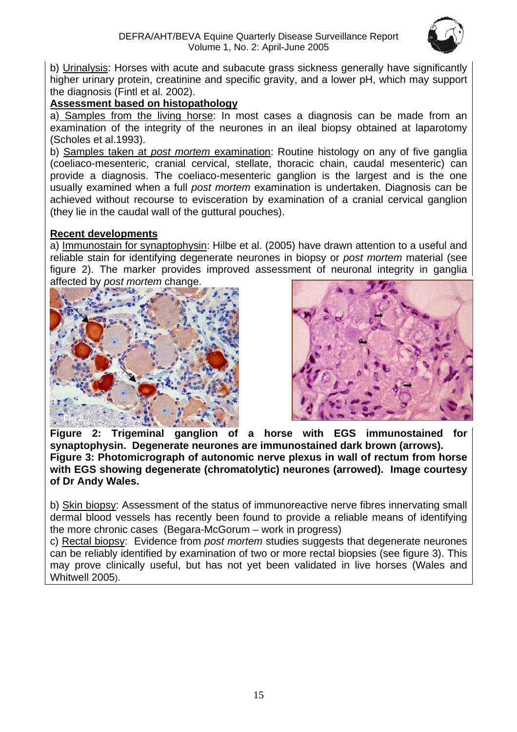b) Urinalysis: Horses with acute and subacute grass sickness generally have significantly higher urinary protein, creatinine and specific gravity, and a lower pH, which may support the diagnosis (Fintl et al. 2002).

**Assessment based on histopathology**

a) Samples from the living horse: In most cases a diagnosis can be made from an examination of the integrity of the neurones in an ileal biopsy obtained at laparotomy (Scholes et al.1993).

b) Samples taken at *post mortem* examination: Routine histology on any of five ganglia (coeliaco-mesenteric, cranial cervical, stellate, thoracic chain, caudal mesenteric) can provide a diagnosis. The coeliaco-mesenteric ganglion is the largest and is the one usually examined when a full *post mortem* examination is undertaken. Diagnosis can be achieved without recourse to evisceration by examination of a cranial cervical ganglion (they lie in the caudal wall of the guttural pouches).

**Recent developments**

a) Immunostain for synaptophysin: Hilbe et al. (2005) have drawn attention to a useful and reliable stain for identifying degenerate neurones in biopsy or *post mortem* material (see figure 2). The marker provides improved assessment of neuronal integrity in ganglia affected by *post mortem* change.

**Figure 2: Trigeminal ganglion of a horse with EGS immunostained for synaptophysin. Degenerate neurones are immunostained dark brown (arrows).**

**Figure 3: Photomicrograph of autonomic nerve plexus in wall of rectum from horse with EGS showing degenerate (chromatolytic) neurones (arrowed). Image courtesy of Dr Andy Wales.**

b) Skin biopsy: Assessment of the status of immunoreactive nerve fibres innervating small dermal blood vessels has recently been found to provide a reliable means of identifying the more chronic cases (Begara-McGorum – work in progress)

c) Rectal biopsy: Evidence from *post mortem* studies suggests that degenerate neurones can be reliably identified by examination of two or more rectal biopsies (see figure 3). This may prove clinically useful, but has not yet been validated in live horses (Wales and Whitwell 2005).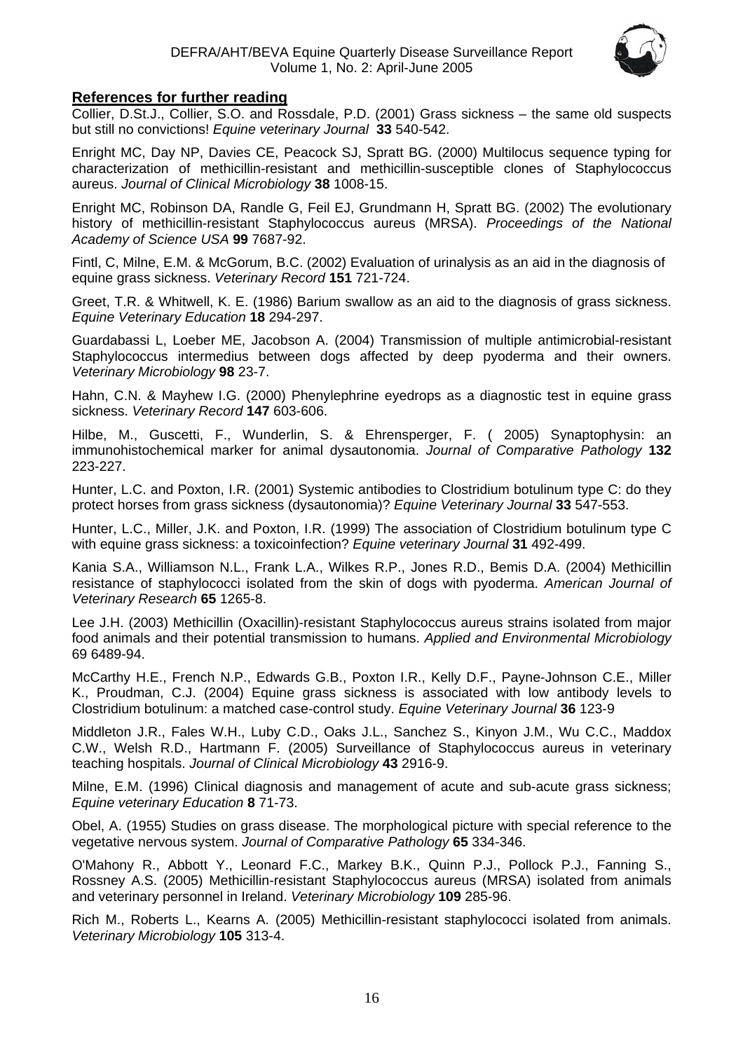## References for further reading

Collier, D.St.J., Collier, S.O. and Rossdale, P.D. (2001) Grass sickness – the same old suspects but still no convictions! *Equine veterinary Journal* **33** 540-542.

Enright MC, Day NP, Davies CE, Peacock SJ, Spratt BG. (2000) Multilocus sequence typing for characterization of methicillin-resistant and methicillin-susceptible clones of Staphylococcus aureus. *Journal of Clinical Microbiology* **38** 1008-15.

Enright MC, Robinson DA, Randle G, Feil EJ, Grundmann H, Spratt BG. (2002) The evolutionary history of methicillin-resistant Staphylococcus aureus (MRSA). *Proceedings of the National Academy of Science USA* **99** 7687-92.

Fintl, C, Milne, E.M. & McGorum, B.C. (2002) Evaluation of urinalysis as an aid in the diagnosis of equine grass sickness. *Veterinary Record* **151** 721-724.

Greet, T.R. & Whitwell, K. E. (1986) Barium swallow as an aid to the diagnosis of grass sickness. *Equine Veterinary Education* **18** 294-297.

Guardabassi L, Loeber ME, Jacobson A. (2004) Transmission of multiple antimicrobial-resistant Staphylococcus intermedius between dogs affected by deep pyoderma and their owners. *Veterinary Microbiology* **98** 23-7.

Hahn, C.N. & Mayhew I.G. (2000) Phenylephrine eyedrops as a diagnostic test in equine grass sickness. *Veterinary Record* **147** 603-606.

Hilbe, M., Guscetti, F., Wunderlin, S. & Ehrensperger, F. ( 2005) Synaptophysin: an immunohistochemical marker for animal dysautonomia. *Journal of Comparative Pathology* **132** 223-227.

Hunter, L.C. and Poxton, I.R. (2001) Systemic antibodies to Clostridium botulinum type C: do they protect horses from grass sickness (dysautonomia)? *Equine Veterinary Journal* **33** 547-553.

Hunter, L.C., Miller, J.K. and Poxton, I.R. (1999) The association of Clostridium botulinum type C with equine grass sickness: a toxicoinfection? *Equine veterinary Journal* **31** 492-499.

Kania S.A., Williamson N.L., Frank L.A., Wilkes R.P., Jones R.D., Bemis D.A. (2004) Methicillin resistance of staphylococci isolated from the skin of dogs with pyoderma. *American Journal of Veterinary Research* **65** 1265-8.

Lee J.H. (2003) Methicillin (Oxacillin)-resistant Staphylococcus aureus strains isolated from major food animals and their potential transmission to humans. *Applied and Environmental Microbiology* 69 6489-94.

McCarthy H.E., French N.P., Edwards G.B., Poxton I.R., Kelly D.F., Payne-Johnson C.E., Miller K., Proudman, C.J. (2004) Equine grass sickness is associated with low antibody levels to Clostridium botulinum: a matched case-control study. *Equine Veterinary Journal* **36** 123-9

Middleton J.R., Fales W.H., Luby C.D., Oaks J.L., Sanchez S., Kinyon J.M., Wu C.C., Maddox C.W., Welsh R.D., Hartmann F. (2005) Surveillance of Staphylococcus aureus in veterinary teaching hospitals. *Journal of Clinical Microbiology* **43** 2916-9.

Milne, E.M. (1996) Clinical diagnosis and management of acute and sub-acute grass sickness; *Equine veterinary Education* **8** 71-73.

Obel, A. (1955) Studies on grass disease. The morphological picture with special reference to the vegetative nervous system. *Journal of Comparative Pathology* **65** 334-346.

O'Mahony R., Abbott Y., Leonard F.C., Markey B.K., Quinn P.J., Pollock P.J., Fanning S., Rossney A.S. (2005) Methicillin-resistant Staphylococcus aureus (MRSA) isolated from animals and veterinary personnel in Ireland. *Veterinary Microbiology* **109** 285-96.

Rich M., Roberts L., Kearns A. (2005) Methicillin-resistant staphylococci isolated from animals. *Veterinary Microbiology* **105** 313-4.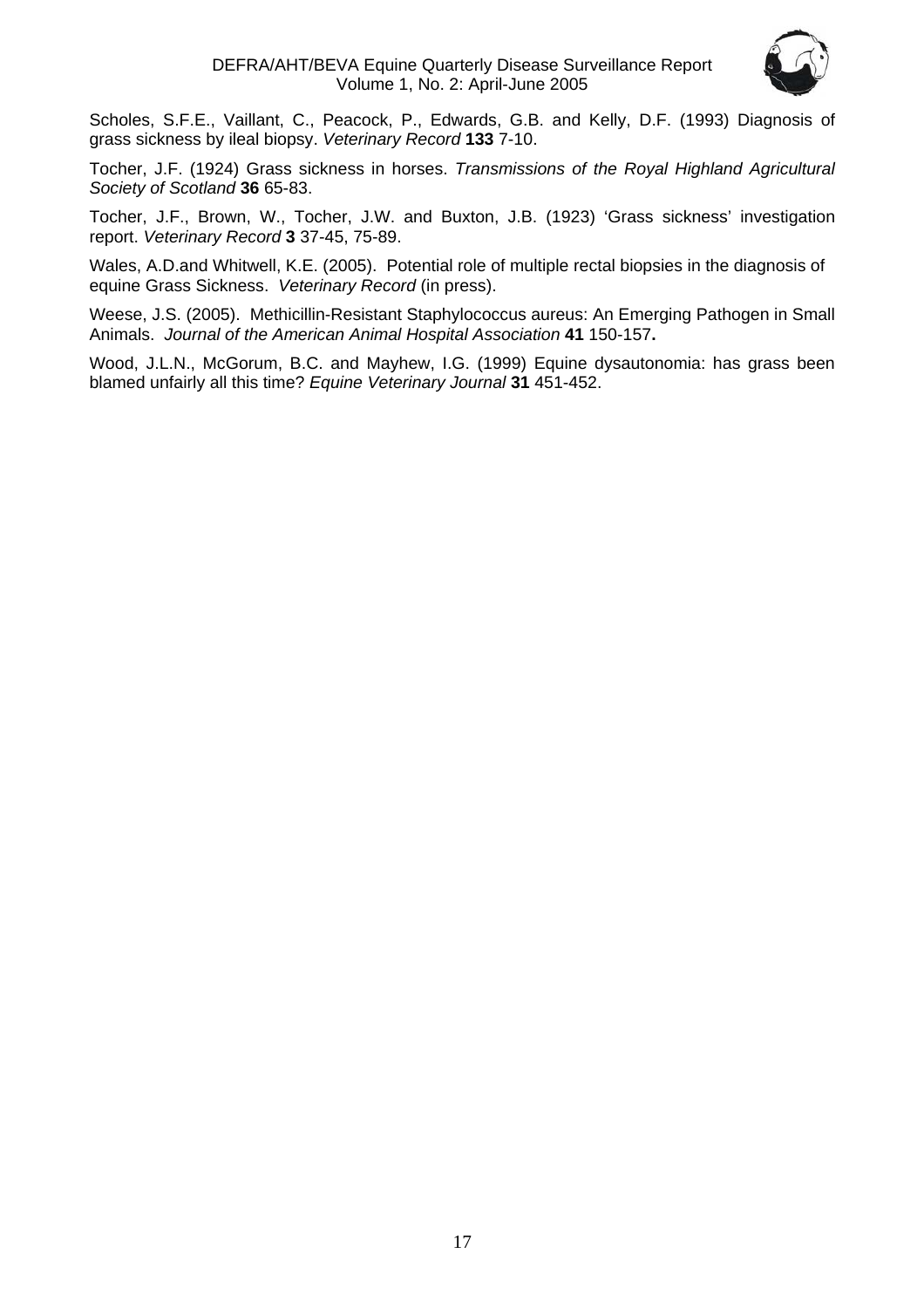Scholes, S.F.E., Vaillant, C., Peacock, P., Edwards, G.B. and Kelly, D.F. (1993) Diagnosis of grass sickness by ileal biopsy. *Veterinary Record* **133** 7-10.

Tocher, J.F. (1924) Grass sickness in horses. *Transmissions of the Royal Highland Agricultural Society of Scotland* **36** 65-83.

Tocher, J.F., Brown, W., Tocher, J.W. and Buxton, J.B. (1923) 'Grass sickness' investigation report. *Veterinary Record* **3** 37-45, 75-89.

Wales, A.D.and Whitwell, K.E. (2005). Potential role of multiple rectal biopsies in the diagnosis of equine Grass Sickness. *Veterinary Record* (in press).

Weese, J.S. (2005). Methicillin-Resistant Staphylococcus aureus: An Emerging Pathogen in Small Animals. *Journal of the American Animal Hospital Association* **41** 150-157**.**

Wood, J.L.N., McGorum, B.C. and Mayhew, I.G. (1999) Equine dysautonomia: has grass been blamed unfairly all this time? *Equine Veterinary Journal* **31** 451-452.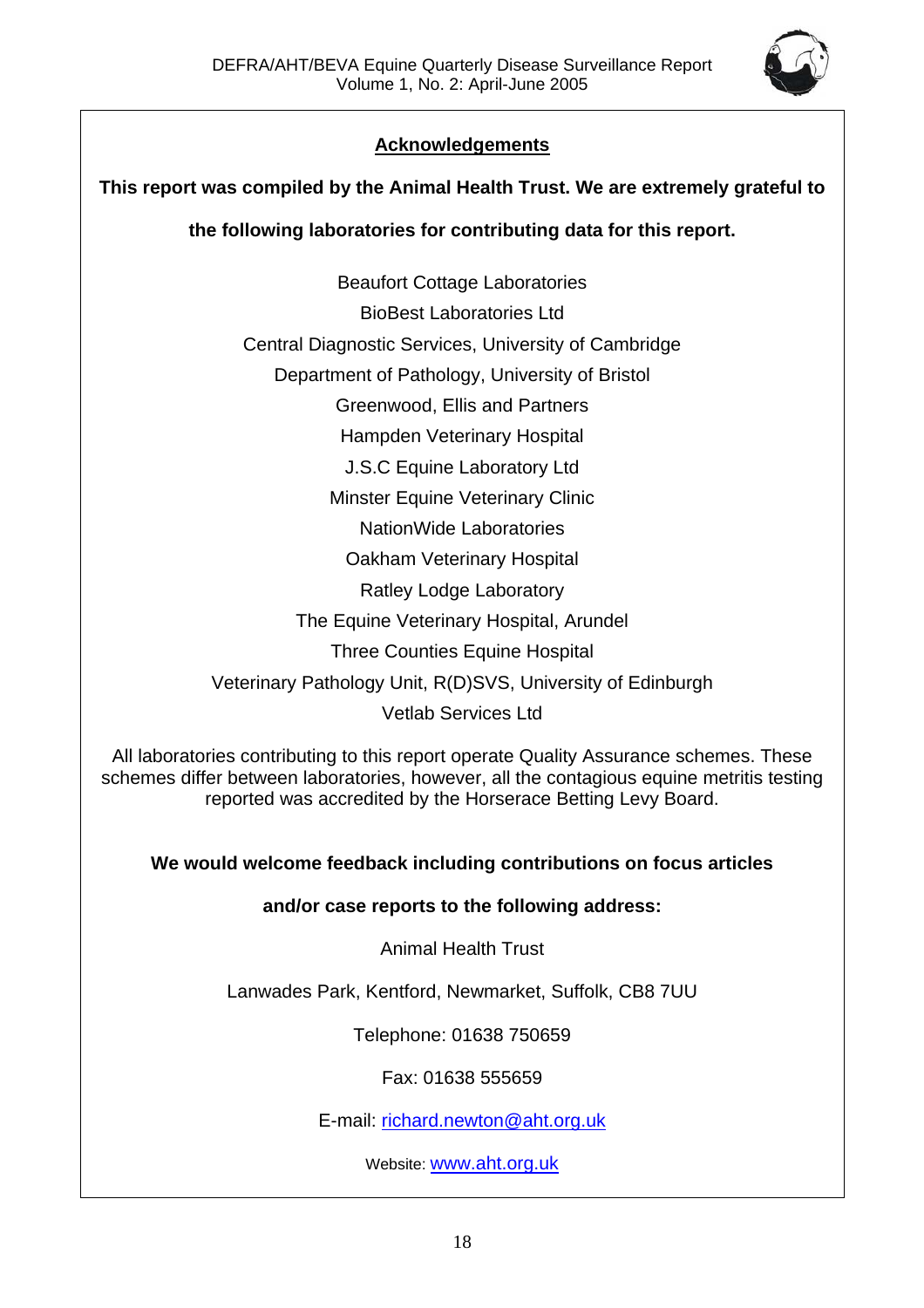## Acknowledgements

**This report was compiled by the Animal Health Trust. We are extremely grateful to the following laboratories for contributing data for this report.**

Beaufort Cottage Laboratories

BioBest Laboratories Ltd

Central Diagnostic Services, University of Cambridge

Department of Pathology, University of Bristol

Greenwood, Ellis and Partners

Hampden Veterinary Hospital

J.S.C Equine Laboratory Ltd

Minster Equine Veterinary Clinic

NationWide Laboratories

Oakham Veterinary Hospital

Ratley Lodge Laboratory

The Equine Veterinary Hospital, Arundel

Three Counties Equine Hospital

Veterinary Pathology Unit, R(D)SVS, University of Edinburgh

Vetlab Services Ltd

All laboratories contributing to this report operate Quality Assurance schemes. These schemes differ between laboratories, however, all the contagious equine metritis testing reported was accredited by the Horserace Betting Levy Board.

**We would welcome feedback including contributions on focus articles and/or case reports to the following address:**

Animal Health Trust

Lanwades Park, Kentford, Newmarket, Suffolk, CB8 7UU

Telephone: 01638 750659

Fax: 01638 555659

E-mail: richard.newton@aht.org.uk

Website: www.aht.org.uk